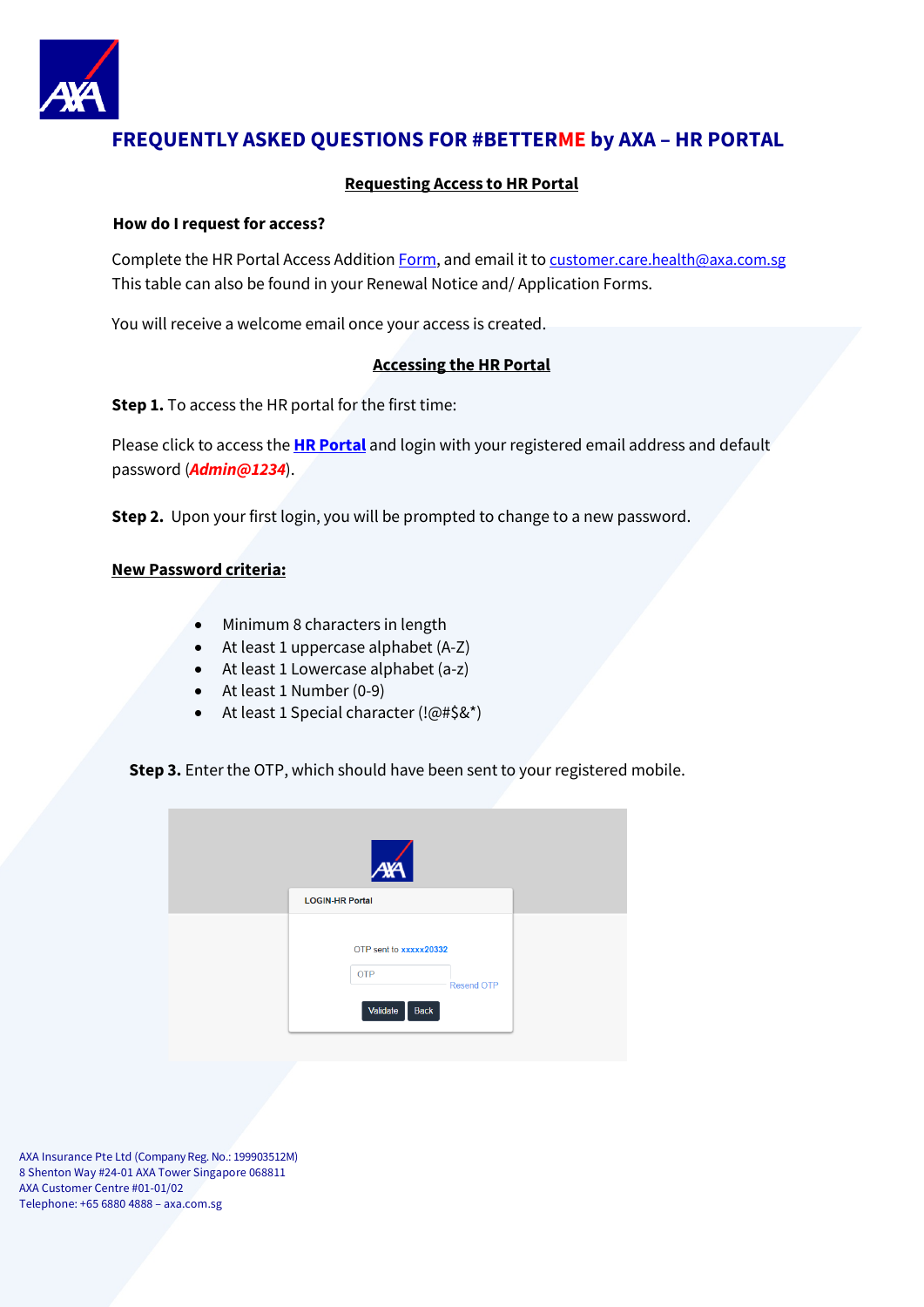# FREQUENTLY ASKED QUESTIONS FOR #BETTERME by AXA – HR PORTAL

## Requesting Access to HR Portal

### How do I request for access?

Complete the HR Portal Access Addition Form, and email it to customer.care.health@axa.com.sg
This table can also be found in your Renewal Notice and/ Application Forms.

You will receive a welcome email once your access is created.

## Accessing the HR Portal

**Step 1.** To access the HR portal for the first time:

Please click to access the **HR Portal** and login with your registered email address and default password (***Admin@1234***).

**Step 2.** Upon your first login, you will be prompted to change to a new password.

**New Password criteria:**

- Minimum 8 characters in length
- At least 1 uppercase alphabet (A-Z)
- At least 1 Lowercase alphabet (a-z)
- At least 1 Number (0-9)
- At least 1 Special character (!@#$&*)

**Step 3.** Enter the OTP, which should have been sent to your registered mobile.

AXA Insurance Pte Ltd (Company Reg. No.: 199903512M)
8 Shenton Way #24-01 AXA Tower Singapore 068811
AXA Customer Centre #01-01/02
Telephone: +65 6880 4888 – axa.com.sg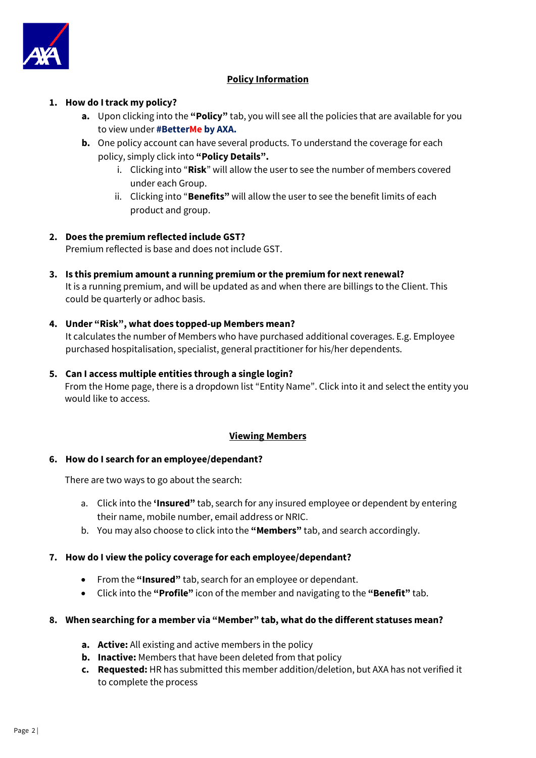## Policy Information

1. **How do I track my policy?**
    - **a.** Upon clicking into the **"Policy"** tab, you will see all the policies that are available for you to view under **#BetterMe by AXA.**
    - **b.** One policy account can have several products. To understand the coverage for each policy, simply click into **"Policy Details".**
        - i. Clicking into "**Risk**" will allow the user to see the number of members covered under each Group.
        - ii. Clicking into "**Benefits"** will allow the user to see the benefit limits of each product and group.

2. **Does the premium reflected include GST?**
   Premium reflected is base and does not include GST.

3. **Is this premium amount a running premium or the premium for next renewal?**
   It is a running premium, and will be updated as and when there are billings to the Client. This could be quarterly or adhoc basis.

4. **Under "Risk", what does topped-up Members mean?**
   It calculates the number of Members who have purchased additional coverages. E.g. Employee purchased hospitalisation, specialist, general practitioner for his/her dependents.

5. **Can I access multiple entities through a single login?**
   From the Home page, there is a dropdown list "Entity Name". Click into it and select the entity you would like to access.

## Viewing Members

6. **How do I search for an employee/dependant?**

   There are two ways to go about the search:

    - a. Click into the **'Insured"** tab, search for any insured employee or dependent by entering their name, mobile number, email address or NRIC.
    - b. You may also choose to click into the **"Members"** tab, and search accordingly.

7. **How do I view the policy coverage for each employee/dependant?**

    - From the **"Insured"** tab, search for an employee or dependant.
    - Click into the **"Profile"** icon of the member and navigating to the **"Benefit"** tab.

8. **When searching for a member via "Member" tab, what do the different statuses mean?**

    - **a. Active:** All existing and active members in the policy
    - **b. Inactive:** Members that have been deleted from that policy
    - **c. Requested:** HR has submitted this member addition/deletion, but AXA has not verified it to complete the process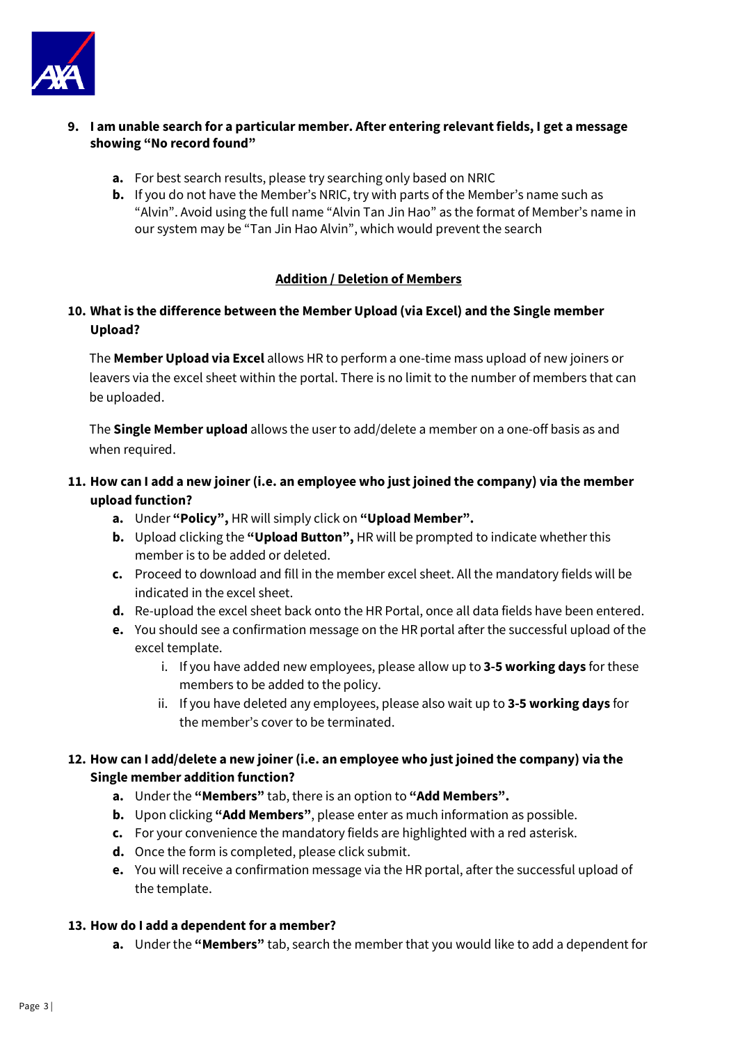9. **I am unable search for a particular member. After entering relevant fields, I get a message showing "No record found"**

   a. For best search results, please try searching only based on NRIC
   b. If you do not have the Member's NRIC, try with parts of the Member's name such as "Alvin". Avoid using the full name "Alvin Tan Jin Hao" as the format of Member's name in our system may be "Tan Jin Hao Alvin", which would prevent the search

## Addition / Deletion of Members

10. **What is the difference between the Member Upload (via Excel) and the Single member Upload?**

    The **Member Upload via Excel** allows HR to perform a one-time mass upload of new joiners or leavers via the excel sheet within the portal. There is no limit to the number of members that can be uploaded.

    The **Single Member upload** allows the user to add/delete a member on a one-off basis as and when required.

11. **How can I add a new joiner (i.e. an employee who just joined the company) via the member upload function?**

    a. Under **"Policy",** HR will simply click on **"Upload Member".**
    b. Upload clicking the **"Upload Button",** HR will be prompted to indicate whether this member is to be added or deleted.
    c. Proceed to download and fill in the member excel sheet. All the mandatory fields will be indicated in the excel sheet.
    d. Re-upload the excel sheet back onto the HR Portal, once all data fields have been entered.
    e. You should see a confirmation message on the HR portal after the successful upload of the excel template.
       i. If you have added new employees, please allow up to **3-5 working days** for these members to be added to the policy.
       ii. If you have deleted any employees, please also wait up to **3-5 working days** for the member's cover to be terminated.

12. **How can I add/delete a new joiner (i.e. an employee who just joined the company) via the Single member addition function?**

    a. Under the **"Members"** tab, there is an option to **"Add Members".**
    b. Upon clicking **"Add Members"**, please enter as much information as possible.
    c. For your convenience the mandatory fields are highlighted with a red asterisk.
    d. Once the form is completed, please click submit.
    e. You will receive a confirmation message via the HR portal, after the successful upload of the template.

13. **How do I add a dependent for a member?**

    a. Under the **"Members"** tab, search the member that you would like to add a dependent for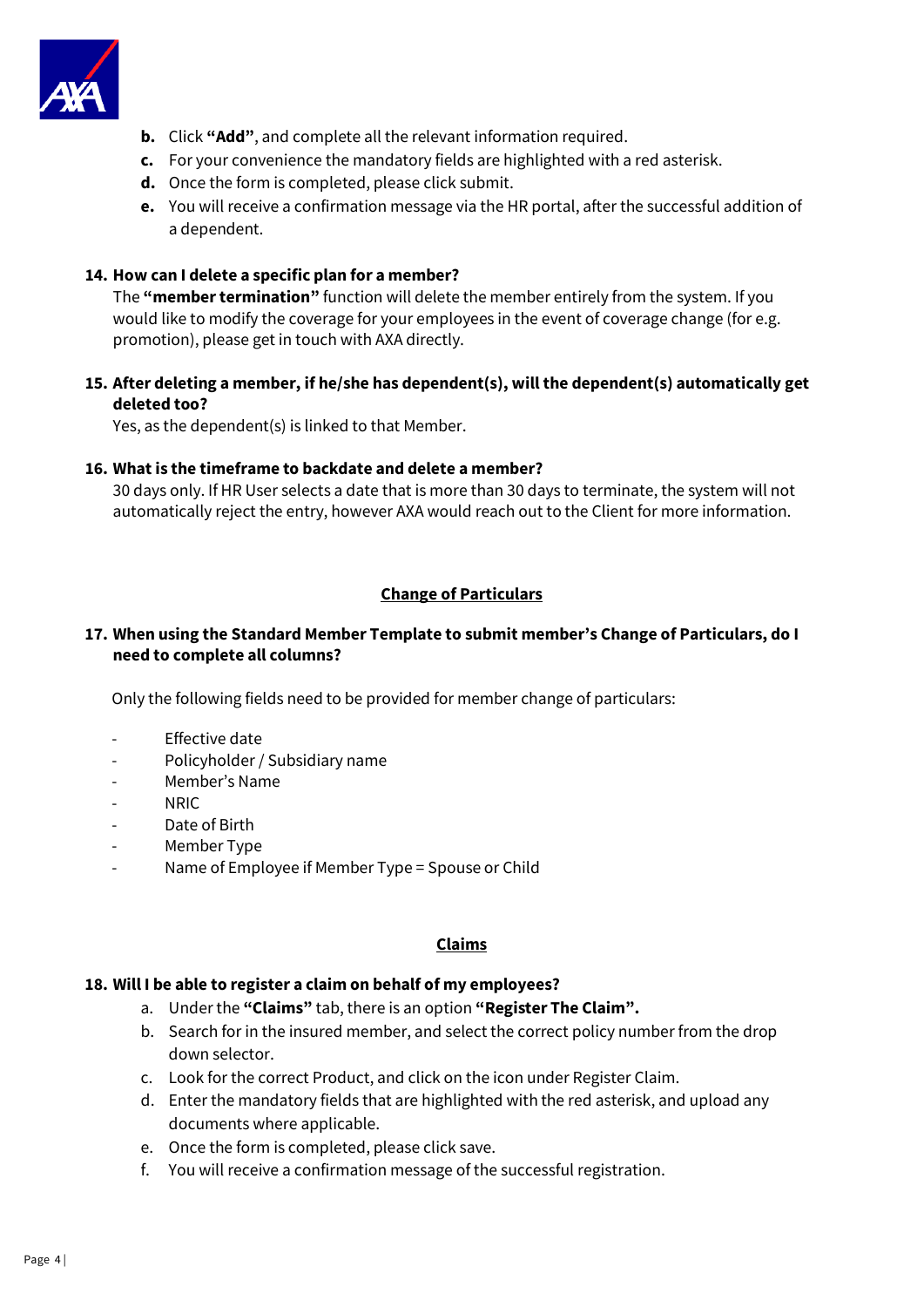b. Click **"Add"**, and complete all the relevant information required.
c. For your convenience the mandatory fields are highlighted with a red asterisk.
d. Once the form is completed, please click submit.
e. You will receive a confirmation message via the HR portal, after the successful addition of a dependent.

**14. How can I delete a specific plan for a member?**

The **"member termination"** function will delete the member entirely from the system. If you would like to modify the coverage for your employees in the event of coverage change (for e.g. promotion), please get in touch with AXA directly.

**15. After deleting a member, if he/she has dependent(s), will the dependent(s) automatically get deleted too?**

Yes, as the dependent(s) is linked to that Member.

**16. What is the timeframe to backdate and delete a member?**

30 days only. If HR User selects a date that is more than 30 days to terminate, the system will not automatically reject the entry, however AXA would reach out to the Client for more information.

## Change of Particulars

**17. When using the Standard Member Template to submit member's Change of Particulars, do I need to complete all columns?**

Only the following fields need to be provided for member change of particulars:

- Effective date
- Policyholder / Subsidiary name
- Member's Name
- NRIC
- Date of Birth
- Member Type
- Name of Employee if Member Type = Spouse or Child

## Claims

**18. Will I be able to register a claim on behalf of my employees?**

a. Under the **"Claims"** tab, there is an option **"Register The Claim".**
b. Search for in the insured member, and select the correct policy number from the drop down selector.
c. Look for the correct Product, and click on the icon under Register Claim.
d. Enter the mandatory fields that are highlighted with the red asterisk, and upload any documents where applicable.
e. Once the form is completed, please click save.
f. You will receive a confirmation message of the successful registration.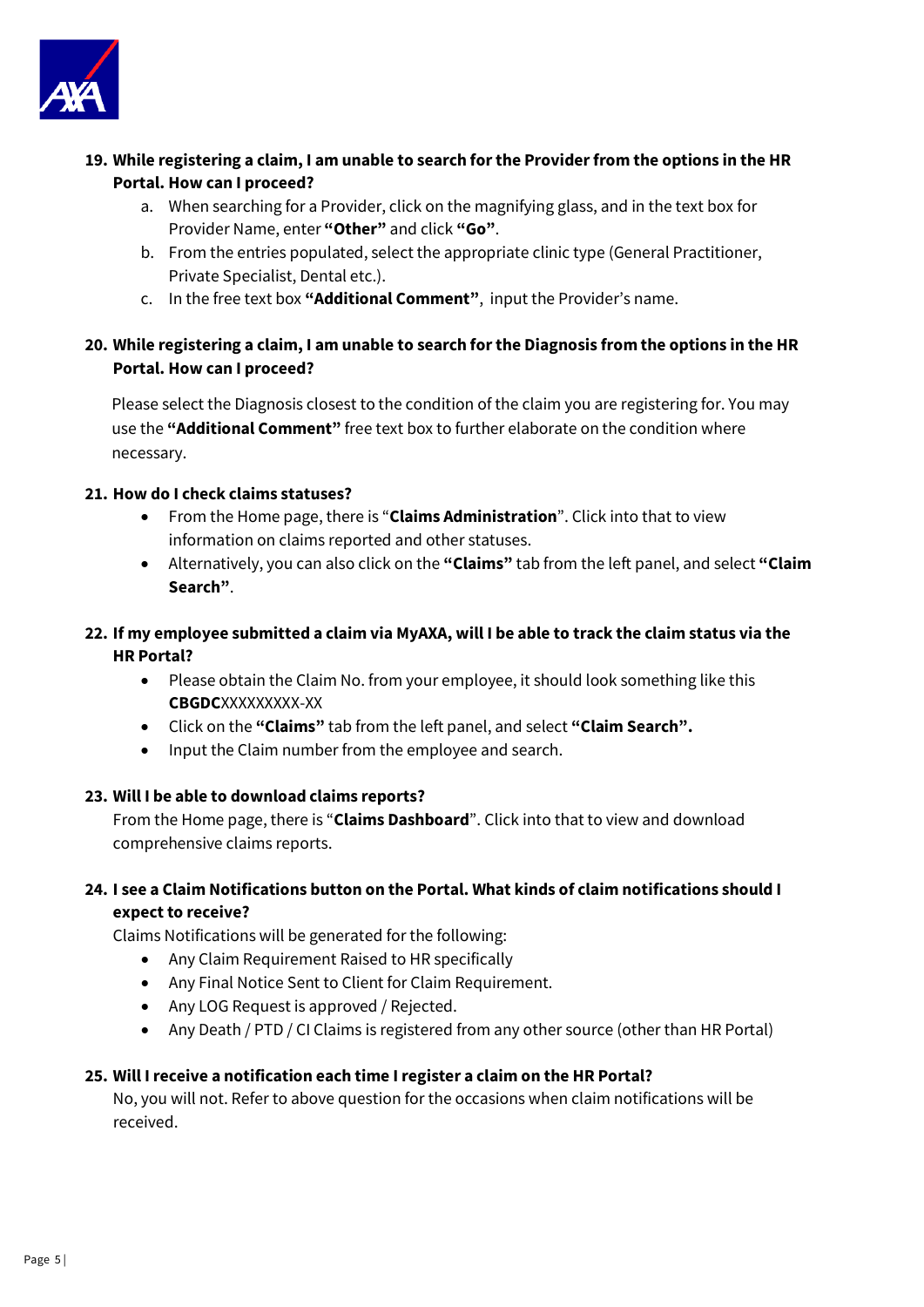19. **While registering a claim, I am unable to search for the Provider from the options in the HR Portal. How can I proceed?**
    a. When searching for a Provider, click on the magnifying glass, and in the text box for Provider Name, enter **"Other"** and click **"Go"**.
    b. From the entries populated, select the appropriate clinic type (General Practitioner, Private Specialist, Dental etc.).
    c. In the free text box **"Additional Comment"**, input the Provider's name.

20. **While registering a claim, I am unable to search for the Diagnosis from the options in the HR Portal. How can I proceed?**

    Please select the Diagnosis closest to the condition of the claim you are registering for. You may use the **"Additional Comment"** free text box to further elaborate on the condition where necessary.

21. **How do I check claims statuses?**
    - From the Home page, there is "**Claims Administration**". Click into that to view information on claims reported and other statuses.
    - Alternatively, you can also click on the **"Claims"** tab from the left panel, and select **"Claim Search"**.

22. **If my employee submitted a claim via MyAXA, will I be able to track the claim status via the HR Portal?**
    - Please obtain the Claim No. from your employee, it should look something like this **CBGDC**XXXXXXXXX-XX
    - Click on the **"Claims"** tab from the left panel, and select **"Claim Search".**
    - Input the Claim number from the employee and search.

23. **Will I be able to download claims reports?**

    From the Home page, there is "**Claims Dashboard**". Click into that to view and download comprehensive claims reports.

24. **I see a Claim Notifications button on the Portal. What kinds of claim notifications should I expect to receive?**

    Claims Notifications will be generated for the following:
    - Any Claim Requirement Raised to HR specifically
    - Any Final Notice Sent to Client for Claim Requirement.
    - Any LOG Request is approved / Rejected.
    - Any Death / PTD / CI Claims is registered from any other source (other than HR Portal)

25. **Will I receive a notification each time I register a claim on the HR Portal?**

    No, you will not. Refer to above question for the occasions when claim notifications will be received.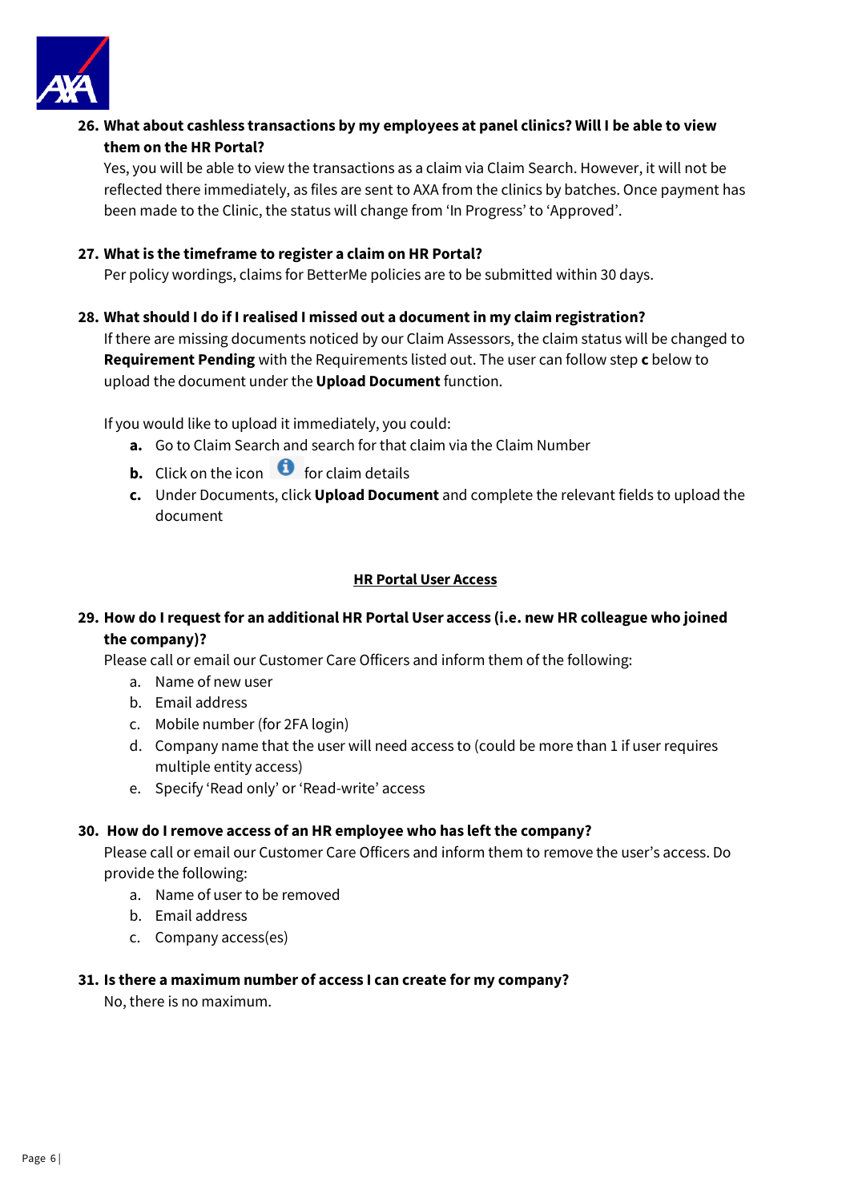**26. What about cashless transactions by my employees at panel clinics? Will I be able to view them on the HR Portal?**

Yes, you will be able to view the transactions as a claim via Claim Search. However, it will not be reflected there immediately, as files are sent to AXA from the clinics by batches. Once payment has been made to the Clinic, the status will change from 'In Progress' to 'Approved'.

**27. What is the timeframe to register a claim on HR Portal?**

Per policy wordings, claims for BetterMe policies are to be submitted within 30 days.

**28. What should I do if I realised I missed out a document in my claim registration?**

If there are missing documents noticed by our Claim Assessors, the claim status will be changed to **Requirement Pending** with the Requirements listed out. The user can follow step **c** below to upload the document under the **Upload Document** function.

If you would like to upload it immediately, you could:

- **a.** Go to Claim Search and search for that claim via the Claim Number
- **b.** Click on the icon ℹ for claim details
- **c.** Under Documents, click **Upload Document** and complete the relevant fields to upload the document

## HR Portal User Access

**29. How do I request for an additional HR Portal User access (i.e. new HR colleague who joined the company)?**

Please call or email our Customer Care Officers and inform them of the following:

a. Name of new user
b. Email address
c. Mobile number (for 2FA login)
d. Company name that the user will need access to (could be more than 1 if user requires multiple entity access)
e. Specify 'Read only' or 'Read-write' access

**30. How do I remove access of an HR employee who has left the company?**

Please call or email our Customer Care Officers and inform them to remove the user's access. Do provide the following:

a. Name of user to be removed
b. Email address
c. Company access(es)

**31. Is there a maximum number of access I can create for my company?**

No, there is no maximum.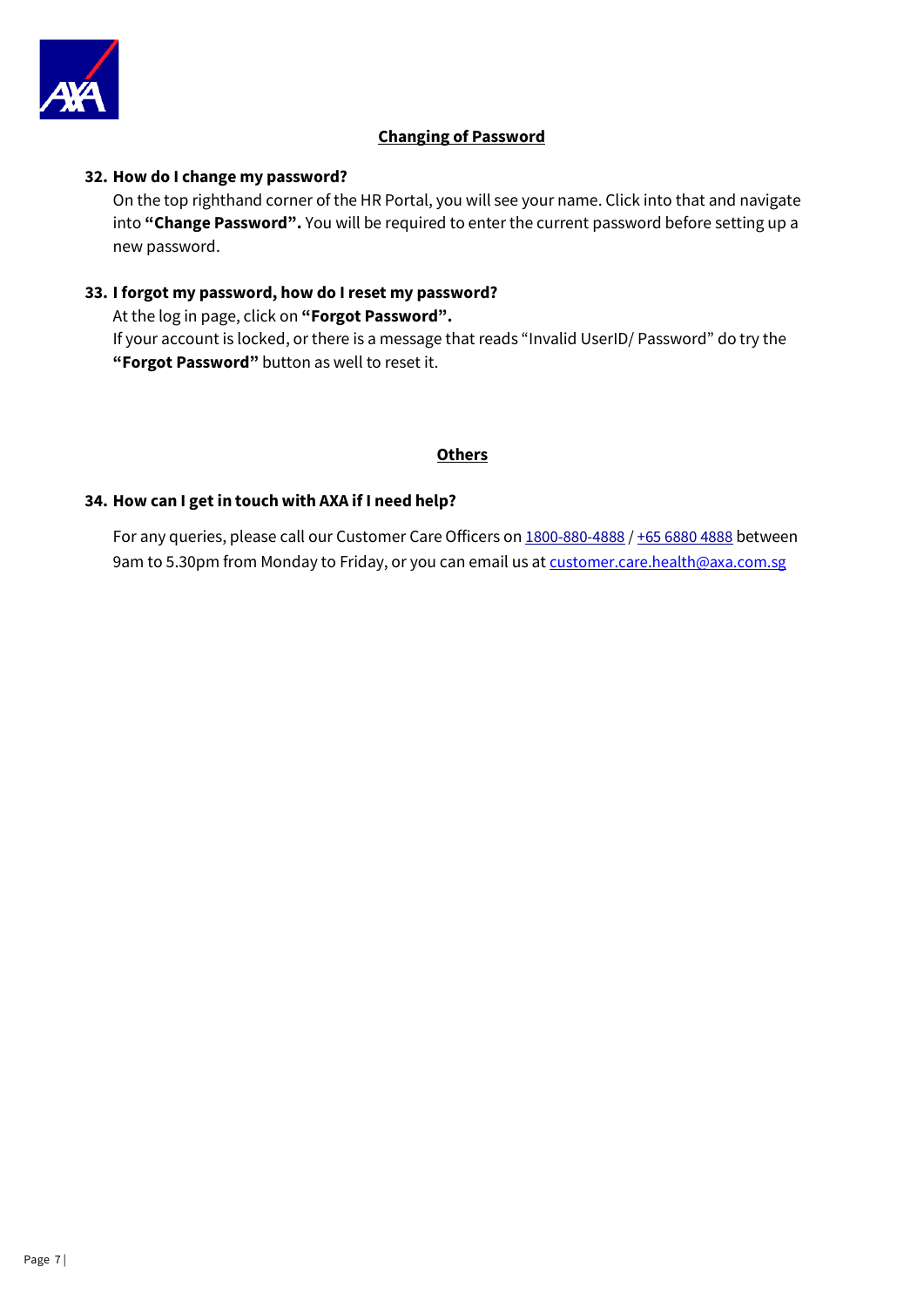## Changing of Password

**32. How do I change my password?**

On the top righthand corner of the HR Portal, you will see your name. Click into that and navigate into **"Change Password".** You will be required to enter the current password before setting up a new password.

**33. I forgot my password, how do I reset my password?**

At the log in page, click on **"Forgot Password".**
If your account is locked, or there is a message that reads "Invalid UserID/ Password" do try the **"Forgot Password"** button as well to reset it.

## Others

**34. How can I get in touch with AXA if I need help?**

For any queries, please call our Customer Care Officers on 1800-880-4888 / +65 6880 4888 between 9am to 5.30pm from Monday to Friday, or you can email us at customer.care.health@axa.com.sg